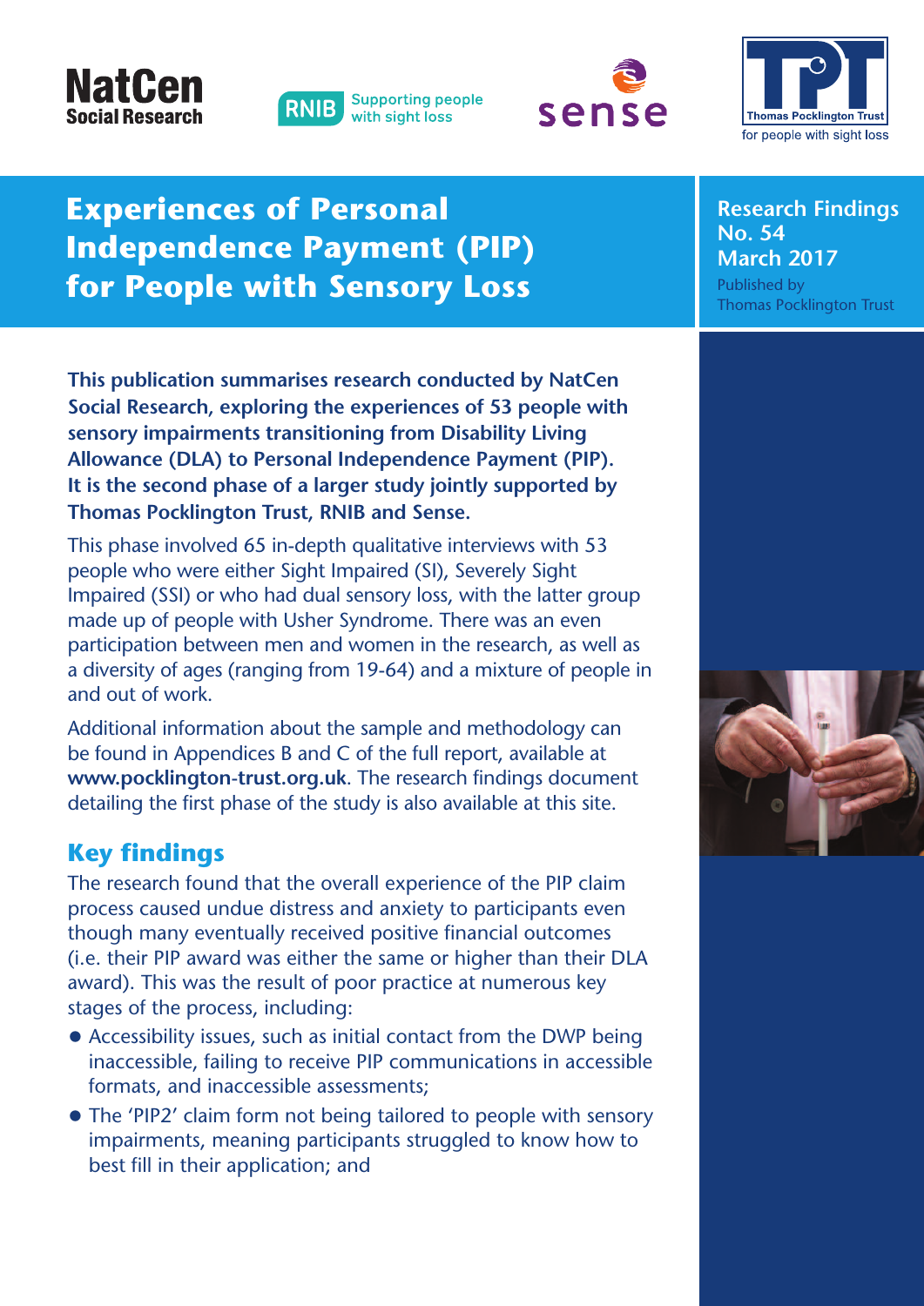NatCen Social Research

RNIB Supporting people with sight loss

sense

Thomas Pocklington Trust for people with sight loss

# Experiences of Personal Independence Payment (PIP) for People with Sensory Loss

**Research Findings No. 54**
**March 2017**
Published by Thomas Pocklington Trust

**This publication summarises research conducted by NatCen Social Research, exploring the experiences of 53 people with sensory impairments transitioning from Disability Living Allowance (DLA) to Personal Independence Payment (PIP). It is the second phase of a larger study jointly supported by Thomas Pocklington Trust, RNIB and Sense.**

This phase involved 65 in-depth qualitative interviews with 53 people who were either Sight Impaired (SI), Severely Sight Impaired (SSI) or who had dual sensory loss, with the latter group made up of people with Usher Syndrome. There was an even participation between men and women in the research, as well as a diversity of ages (ranging from 19-64) and a mixture of people in and out of work.

Additional information about the sample and methodology can be found in Appendices B and C of the full report, available at **www.pocklington-trust.org.uk**. The research findings document detailing the first phase of the study is also available at this site.

## Key findings

The research found that the overall experience of the PIP claim process caused undue distress and anxiety to participants even though many eventually received positive financial outcomes (i.e. their PIP award was either the same or higher than their DLA award). This was the result of poor practice at numerous key stages of the process, including:

- Accessibility issues, such as initial contact from the DWP being inaccessible, failing to receive PIP communications in accessible formats, and inaccessible assessments;
- The 'PIP2' claim form not being tailored to people with sensory impairments, meaning participants struggled to know how to best fill in their application; and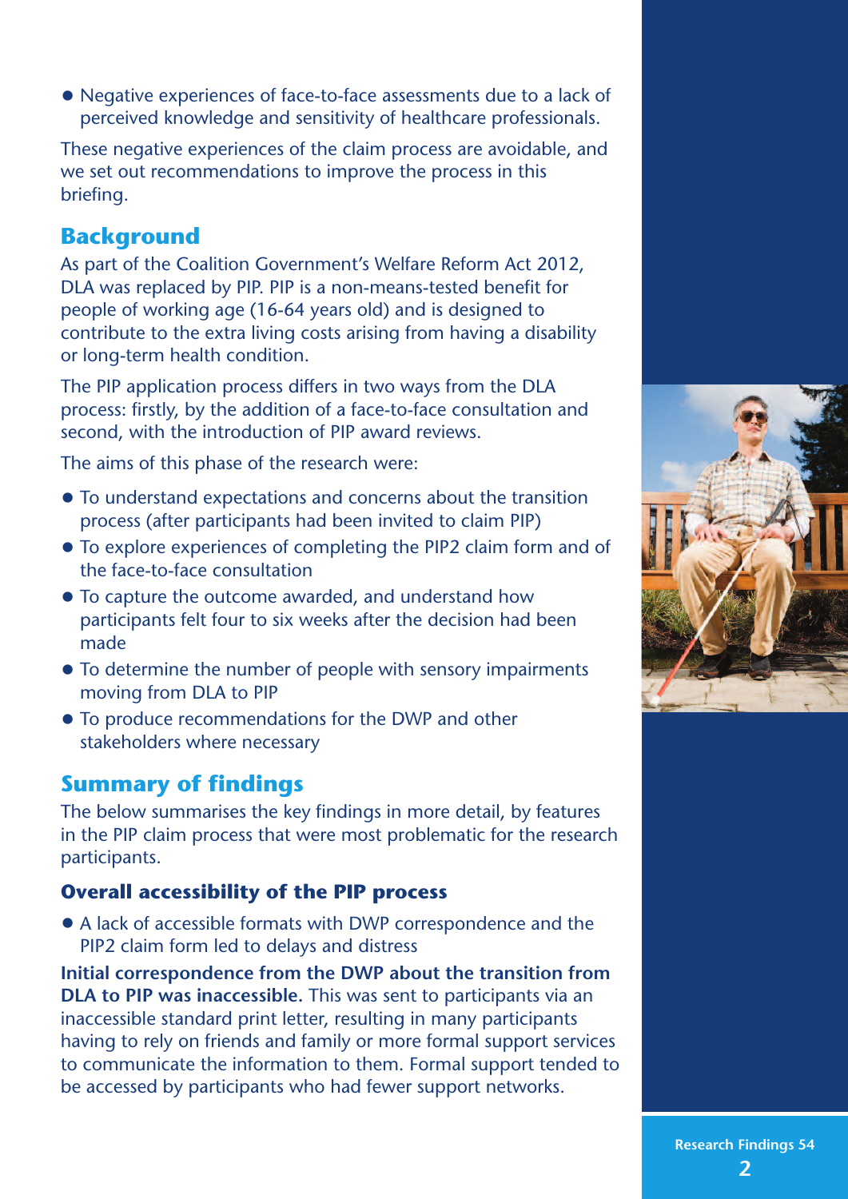- Negative experiences of face-to-face assessments due to a lack of perceived knowledge and sensitivity of healthcare professionals.

These negative experiences of the claim process are avoidable, and we set out recommendations to improve the process in this briefing.

## Background

As part of the Coalition Government's Welfare Reform Act 2012, DLA was replaced by PIP. PIP is a non-means-tested benefit for people of working age (16-64 years old) and is designed to contribute to the extra living costs arising from having a disability or long-term health condition.

The PIP application process differs in two ways from the DLA process: firstly, by the addition of a face-to-face consultation and second, with the introduction of PIP award reviews.

The aims of this phase of the research were:

- To understand expectations and concerns about the transition process (after participants had been invited to claim PIP)
- To explore experiences of completing the PIP2 claim form and of the face-to-face consultation
- To capture the outcome awarded, and understand how participants felt four to six weeks after the decision had been made
- To determine the number of people with sensory impairments moving from DLA to PIP
- To produce recommendations for the DWP and other stakeholders where necessary

## Summary of findings

The below summarises the key findings in more detail, by features in the PIP claim process that were most problematic for the research participants.

### Overall accessibility of the PIP process

- A lack of accessible formats with DWP correspondence and the PIP2 claim form led to delays and distress

**Initial correspondence from the DWP about the transition from DLA to PIP was inaccessible.** This was sent to participants via an inaccessible standard print letter, resulting in many participants having to rely on friends and family or more formal support services to communicate the information to them. Formal support tended to be accessed by participants who had fewer support networks.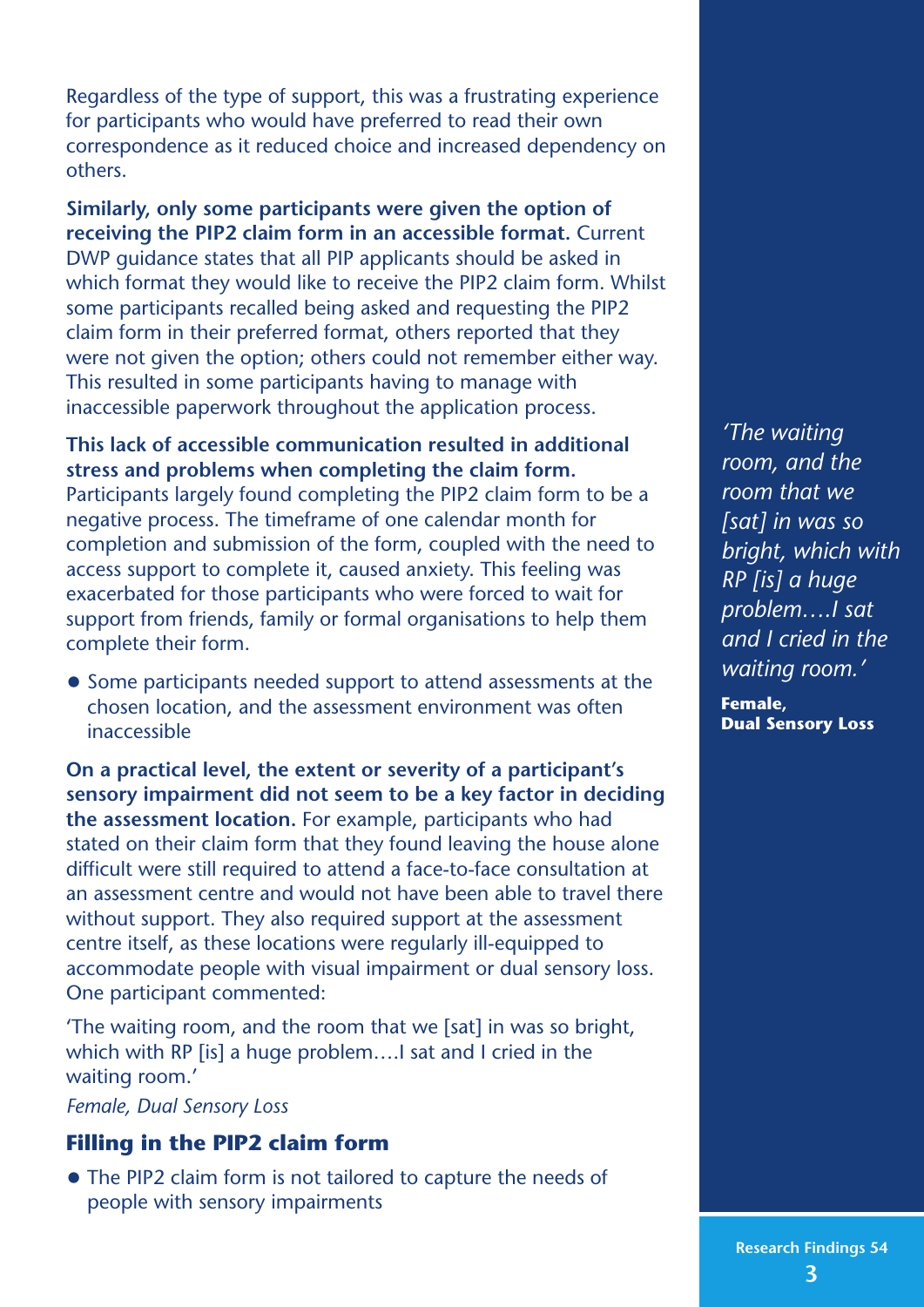Regardless of the type of support, this was a frustrating experience for participants who would have preferred to read their own correspondence as it reduced choice and increased dependency on others.

**Similarly, only some participants were given the option of receiving the PIP2 claim form in an accessible format.** Current DWP guidance states that all PIP applicants should be asked in which format they would like to receive the PIP2 claim form. Whilst some participants recalled being asked and requesting the PIP2 claim form in their preferred format, others reported that they were not given the option; others could not remember either way. This resulted in some participants having to manage with inaccessible paperwork throughout the application process.

**This lack of accessible communication resulted in additional stress and problems when completing the claim form.** Participants largely found completing the PIP2 claim form to be a negative process. The timeframe of one calendar month for completion and submission of the form, coupled with the need to access support to complete it, caused anxiety. This feeling was exacerbated for those participants who were forced to wait for support from friends, family or formal organisations to help them complete their form.

- Some participants needed support to attend assessments at the chosen location, and the assessment environment was often inaccessible

**On a practical level, the extent or severity of a participant's sensory impairment did not seem to be a key factor in deciding the assessment location.** For example, participants who had stated on their claim form that they found leaving the house alone difficult were still required to attend a face-to-face consultation at an assessment centre and would not have been able to travel there without support. They also required support at the assessment centre itself, as these locations were regularly ill-equipped to accommodate people with visual impairment or dual sensory loss. One participant commented:

'The waiting room, and the room that we [sat] in was so bright, which with RP [is] a huge problem….I sat and I cried in the waiting room.'

*Female, Dual Sensory Loss*

## Filling in the PIP2 claim form

- The PIP2 claim form is not tailored to capture the needs of people with sensory impairments

> *'The waiting room, and the room that we [sat] in was so bright, which with RP [is] a huge problem….I sat and I cried in the waiting room.'*
>
> **Female, Dual Sensory Loss**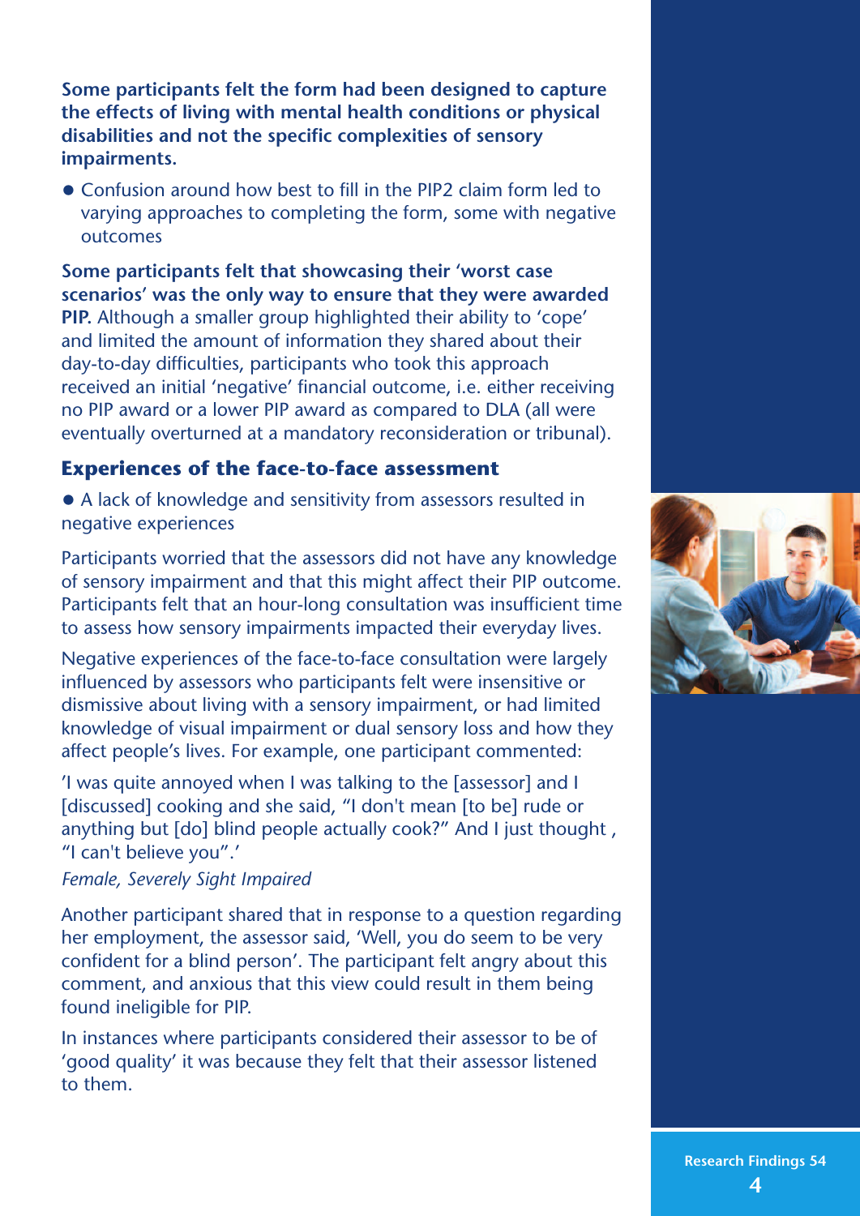**Some participants felt the form had been designed to capture the effects of living with mental health conditions or physical disabilities and not the specific complexities of sensory impairments.**

- Confusion around how best to fill in the PIP2 claim form led to varying approaches to completing the form, some with negative outcomes

**Some participants felt that showcasing their 'worst case scenarios' was the only way to ensure that they were awarded PIP.** Although a smaller group highlighted their ability to 'cope' and limited the amount of information they shared about their day-to-day difficulties, participants who took this approach received an initial 'negative' financial outcome, i.e. either receiving no PIP award or a lower PIP award as compared to DLA (all were eventually overturned at a mandatory reconsideration or tribunal).

## Experiences of the face-to-face assessment

- A lack of knowledge and sensitivity from assessors resulted in negative experiences

Participants worried that the assessors did not have any knowledge of sensory impairment and that this might affect their PIP outcome. Participants felt that an hour-long consultation was insufficient time to assess how sensory impairments impacted their everyday lives.

Negative experiences of the face-to-face consultation were largely influenced by assessors who participants felt were insensitive or dismissive about living with a sensory impairment, or had limited knowledge of visual impairment or dual sensory loss and how they affect people's lives. For example, one participant commented:

'I was quite annoyed when I was talking to the [assessor] and I [discussed] cooking and she said, "I don't mean [to be] rude or anything but [do] blind people actually cook?" And I just thought , "I can't believe you".'

*Female, Severely Sight Impaired*

Another participant shared that in response to a question regarding her employment, the assessor said, 'Well, you do seem to be very confident for a blind person'. The participant felt angry about this comment, and anxious that this view could result in them being found ineligible for PIP.

In instances where participants considered their assessor to be of 'good quality' it was because they felt that their assessor listened to them.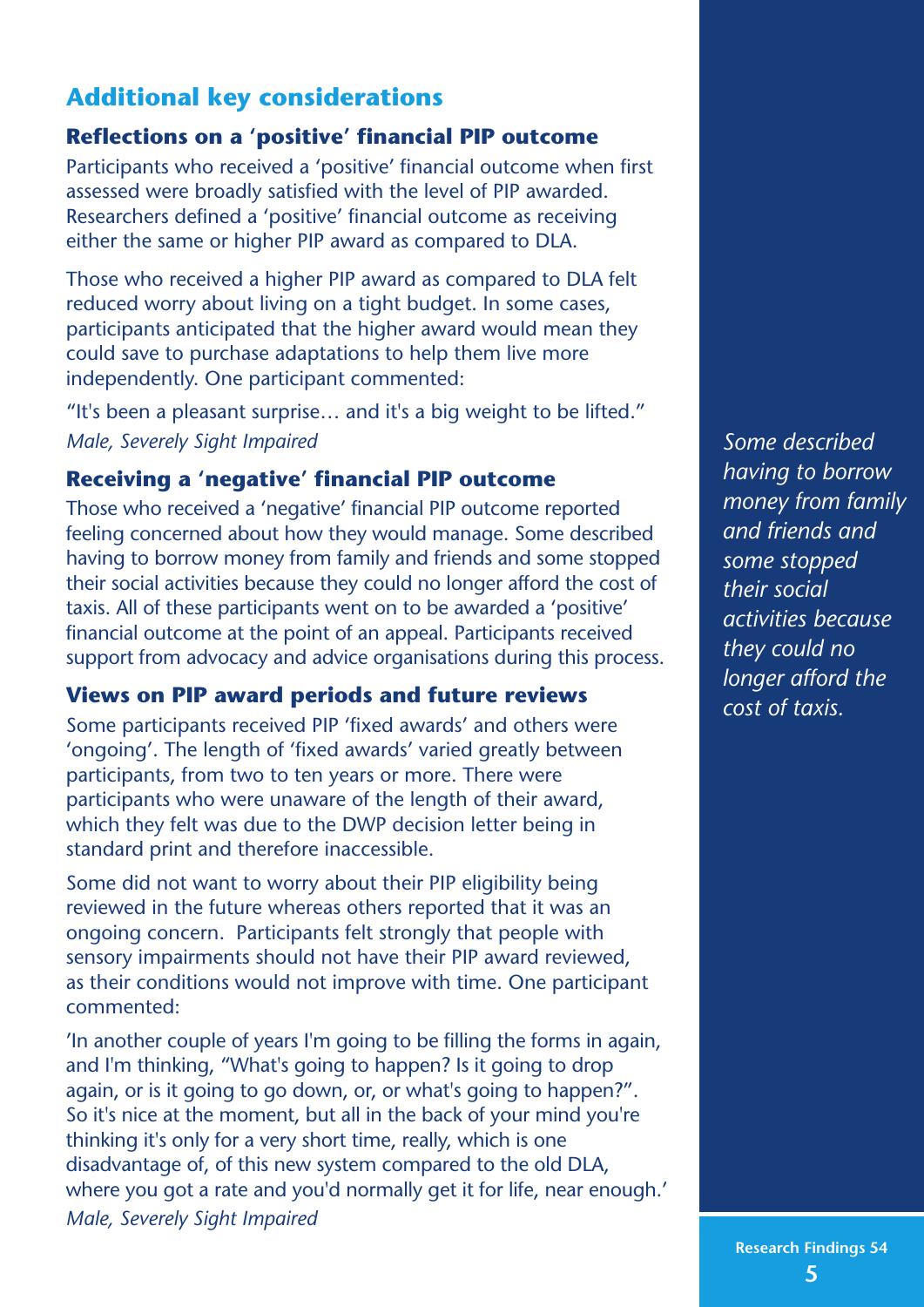## Additional key considerations

### Reflections on a 'positive' financial PIP outcome

Participants who received a 'positive' financial outcome when first assessed were broadly satisfied with the level of PIP awarded. Researchers defined a 'positive' financial outcome as receiving either the same or higher PIP award as compared to DLA.

Those who received a higher PIP award as compared to DLA felt reduced worry about living on a tight budget. In some cases, participants anticipated that the higher award would mean they could save to purchase adaptations to help them live more independently. One participant commented:

"It's been a pleasant surprise… and it's a big weight to be lifted."
*Male, Severely Sight Impaired*

### Receiving a 'negative' financial PIP outcome

Those who received a 'negative' financial PIP outcome reported feeling concerned about how they would manage. Some described having to borrow money from family and friends and some stopped their social activities because they could no longer afford the cost of taxis. All of these participants went on to be awarded a 'positive' financial outcome at the point of an appeal. Participants received support from advocacy and advice organisations during this process.

*Some described having to borrow money from family and friends and some stopped their social activities because they could no longer afford the cost of taxis.*

### Views on PIP award periods and future reviews

Some participants received PIP 'fixed awards' and others were 'ongoing'. The length of 'fixed awards' varied greatly between participants, from two to ten years or more. There were participants who were unaware of the length of their award, which they felt was due to the DWP decision letter being in standard print and therefore inaccessible.

Some did not want to worry about their PIP eligibility being reviewed in the future whereas others reported that it was an ongoing concern. Participants felt strongly that people with sensory impairments should not have their PIP award reviewed, as their conditions would not improve with time. One participant commented:

'In another couple of years I'm going to be filling the forms in again, and I'm thinking, "What's going to happen? Is it going to drop again, or is it going to go down, or, or what's going to happen?". So it's nice at the moment, but all in the back of your mind you're thinking it's only for a very short time, really, which is one disadvantage of, of this new system compared to the old DLA, where you got a rate and you'd normally get it for life, near enough.'
*Male, Severely Sight Impaired*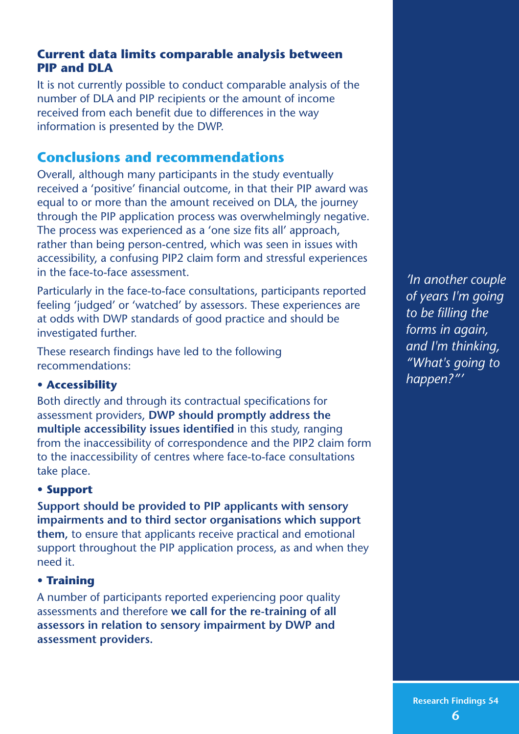### Current data limits comparable analysis between PIP and DLA

It is not currently possible to conduct comparable analysis of the number of DLA and PIP recipients or the amount of income received from each benefit due to differences in the way information is presented by the DWP.

## Conclusions and recommendations

Overall, although many participants in the study eventually received a 'positive' financial outcome, in that their PIP award was equal to or more than the amount received on DLA, the journey through the PIP application process was overwhelmingly negative. The process was experienced as a 'one size fits all' approach, rather than being person-centred, which was seen in issues with accessibility, a confusing PIP2 claim form and stressful experiences in the face-to-face assessment.

Particularly in the face-to-face consultations, participants reported feeling 'judged' or 'watched' by assessors. These experiences are at odds with DWP standards of good practice and should be investigated further.

These research findings have led to the following recommendations:

- **Accessibility**

Both directly and through its contractual specifications for assessment providers, **DWP should promptly address the multiple accessibility issues identified** in this study, ranging from the inaccessibility of correspondence and the PIP2 claim form to the inaccessibility of centres where face-to-face consultations take place.

- **Support**

**Support should be provided to PIP applicants with sensory impairments and to third sector organisations which support them,** to ensure that applicants receive practical and emotional support throughout the PIP application process, as and when they need it.

- **Training**

A number of participants reported experiencing poor quality assessments and therefore **we call for the re-training of all assessors in relation to sensory impairment by DWP and assessment providers.**

*'In another couple of years I'm going to be filling the forms in again, and I'm thinking, "What's going to happen?"'*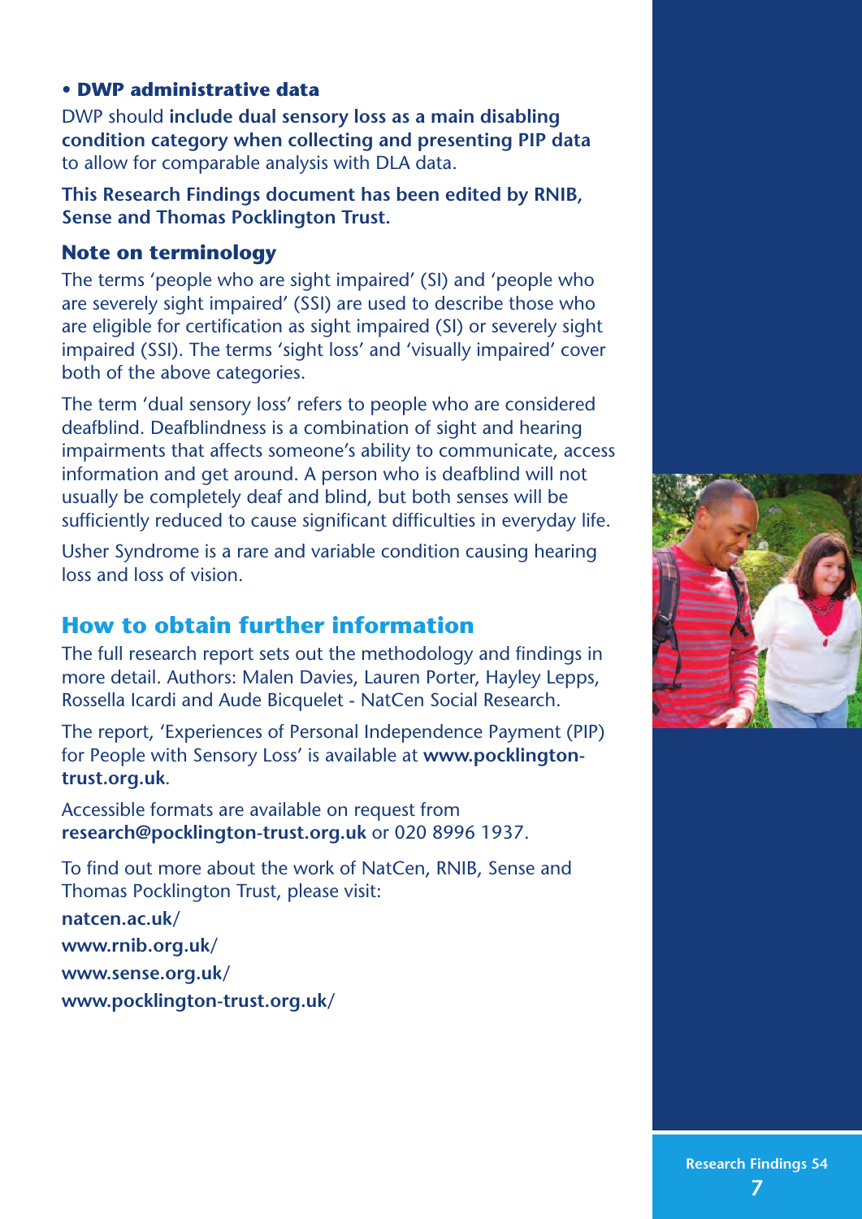- **DWP administrative data**

DWP should **include dual sensory loss as a main disabling condition category when collecting and presenting PIP data** to allow for comparable analysis with DLA data.

**This Research Findings document has been edited by RNIB, Sense and Thomas Pocklington Trust.**

### Note on terminology

The terms 'people who are sight impaired' (SI) and 'people who are severely sight impaired' (SSI) are used to describe those who are eligible for certification as sight impaired (SI) or severely sight impaired (SSI). The terms 'sight loss' and 'visually impaired' cover both of the above categories.

The term 'dual sensory loss' refers to people who are considered deafblind. Deafblindness is a combination of sight and hearing impairments that affects someone's ability to communicate, access information and get around. A person who is deafblind will not usually be completely deaf and blind, but both senses will be sufficiently reduced to cause significant difficulties in everyday life.

Usher Syndrome is a rare and variable condition causing hearing loss and loss of vision.

## How to obtain further information

The full research report sets out the methodology and findings in more detail. Authors: Malen Davies, Lauren Porter, Hayley Lepps, Rossella Icardi and Aude Bicquelet - NatCen Social Research.

The report, 'Experiences of Personal Independence Payment (PIP) for People with Sensory Loss' is available at **www.pocklington-trust.org.uk**.

Accessible formats are available on request from **research@pocklington-trust.org.uk** or 020 8996 1937.

To find out more about the work of NatCen, RNIB, Sense and Thomas Pocklington Trust, please visit:

**natcen.ac.uk/**
**www.rnib.org.uk/**
**www.sense.org.uk/**
**www.pocklington-trust.org.uk/**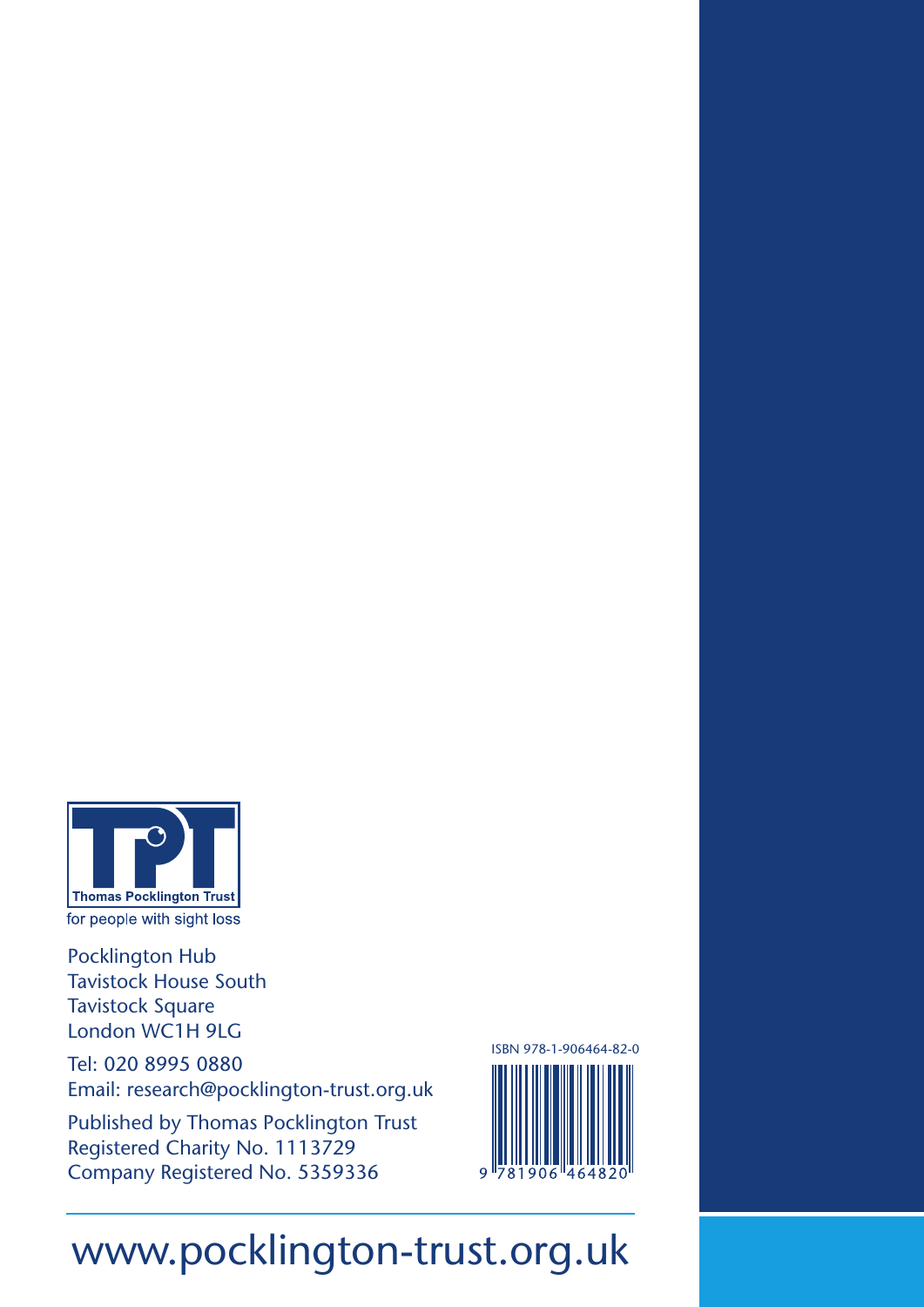Thomas Pocklington Trust

for people with sight loss

Pocklington Hub
Tavistock House South
Tavistock Square
London WC1H 9LG

Tel: 020 8995 0880
Email: research@pocklington-trust.org.uk

Published by Thomas Pocklington Trust
Registered Charity No. 1113729
Company Registered No. 5359336

ISBN 978-1-906464-82-0

9 781906 464820

www.pocklington-trust.org.uk